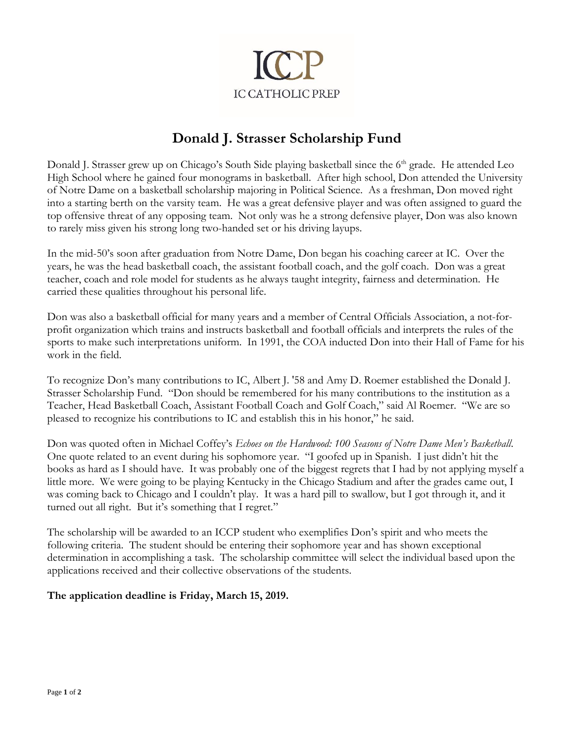ICCP

IC CATHOLIC PREP

# Donald J. Strasser Scholarship Fund

Donald J. Strasser grew up on Chicago's South Side playing basketball since the 6th grade. He attended Leo High School where he gained four monograms in basketball. After high school, Don attended the University of Notre Dame on a basketball scholarship majoring in Political Science. As a freshman, Don moved right into a starting berth on the varsity team. He was a great defensive player and was often assigned to guard the top offensive threat of any opposing team. Not only was he a strong defensive player, Don was also known to rarely miss given his strong long two-handed set or his driving layups.

In the mid-50's soon after graduation from Notre Dame, Don began his coaching career at IC. Over the years, he was the head basketball coach, the assistant football coach, and the golf coach. Don was a great teacher, coach and role model for students as he always taught integrity, fairness and determination. He carried these qualities throughout his personal life.

Don was also a basketball official for many years and a member of Central Officials Association, a not-for-profit organization which trains and instructs basketball and football officials and interprets the rules of the sports to make such interpretations uniform. In 1991, the COA inducted Don into their Hall of Fame for his work in the field.

To recognize Don's many contributions to IC, Albert J. '58 and Amy D. Roemer established the Donald J. Strasser Scholarship Fund. "Don should be remembered for his many contributions to the institution as a Teacher, Head Basketball Coach, Assistant Football Coach and Golf Coach," said Al Roemer. "We are so pleased to recognize his contributions to IC and establish this in his honor," he said.

Don was quoted often in Michael Coffey's *Echoes on the Hardwood: 100 Seasons of Notre Dame Men's Basketball.* One quote related to an event during his sophomore year. "I goofed up in Spanish. I just didn't hit the books as hard as I should have. It was probably one of the biggest regrets that I had by not applying myself a little more. We were going to be playing Kentucky in the Chicago Stadium and after the grades came out, I was coming back to Chicago and I couldn't play. It was a hard pill to swallow, but I got through it, and it turned out all right. But it's something that I regret."

The scholarship will be awarded to an ICCP student who exemplifies Don's spirit and who meets the following criteria. The student should be entering their sophomore year and has shown exceptional determination in accomplishing a task. The scholarship committee will select the individual based upon the applications received and their collective observations of the students.

**The application deadline is Friday, March 15, 2019.**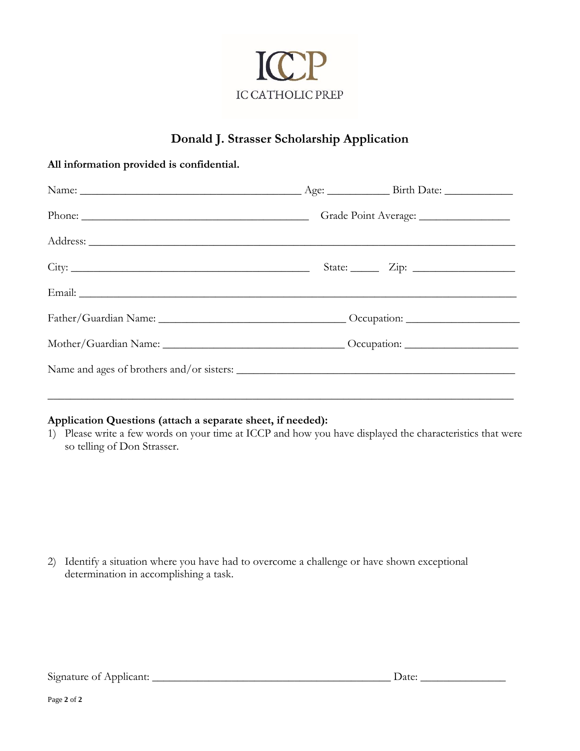ICCP

IC CATHOLIC PREP

# Donald J. Strasser Scholarship Application

**All information provided is confidential.**

Name: ________________________________________ Age: ___________ Birth Date: ____________

Phone: __________________________________________ Grade Point Average: ________________

Address: ________________________________________________________________________________

City: ____________________________________________ State: _____ Zip: __________________

Email: __________________________________________________________________________________

Father/Guardian Name: __________________________________ Occupation: ____________________

Mother/Guardian Name: _________________________________ Occupation: ____________________

Name and ages of brothers and/or sisters: __________________________________________________

_________________________________________________________________________________________

**Application Questions (attach a separate sheet, if needed):**

1) Please write a few words on your time at ICCP and how you have displayed the characteristics that were so telling of Don Strasser.

2) Identify a situation where you have had to overcome a challenge or have shown exceptional determination in accomplishing a task.

Signature of Applicant: _____________________________________________ Date: _______________